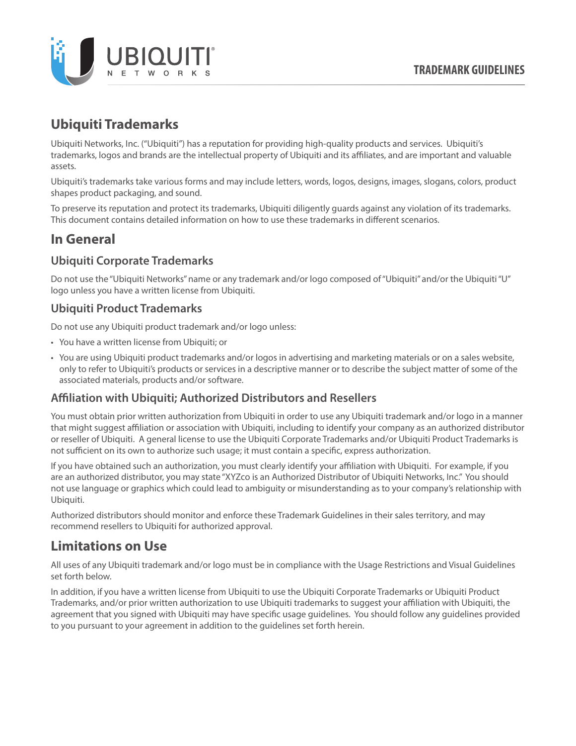# Ubiquiti Trademarks

Ubiquiti Networks, Inc. ("Ubiquiti") has a reputation for providing high-quality products and services. Ubiquiti's trademarks, logos and brands are the intellectual property of Ubiquiti and its affiliates, and are important and valuable assets.

Ubiquiti's trademarks take various forms and may include letters, words, logos, designs, images, slogans, colors, product shapes product packaging, and sound.

To preserve its reputation and protect its trademarks, Ubiquiti diligently guards against any violation of its trademarks. This document contains detailed information on how to use these trademarks in different scenarios.

# In General

## Ubiquiti Corporate Trademarks

Do not use the "Ubiquiti Networks" name or any trademark and/or logo composed of "Ubiquiti" and/or the Ubiquiti "U" logo unless you have a written license from Ubiquiti.

## Ubiquiti Product Trademarks

Do not use any Ubiquiti product trademark and/or logo unless:

- You have a written license from Ubiquiti; or
- You are using Ubiquiti product trademarks and/or logos in advertising and marketing materials or on a sales website, only to refer to Ubiquiti's products or services in a descriptive manner or to describe the subject matter of some of the associated materials, products and/or software.

## Affiliation with Ubiquiti; Authorized Distributors and Resellers

You must obtain prior written authorization from Ubiquiti in order to use any Ubiquiti trademark and/or logo in a manner that might suggest affiliation or association with Ubiquiti, including to identify your company as an authorized distributor or reseller of Ubiquiti. A general license to use the Ubiquiti Corporate Trademarks and/or Ubiquiti Product Trademarks is not sufficient on its own to authorize such usage; it must contain a specific, express authorization.

If you have obtained such an authorization, you must clearly identify your affiliation with Ubiquiti. For example, if you are an authorized distributor, you may state "XYZco is an Authorized Distributor of Ubiquiti Networks, Inc." You should not use language or graphics which could lead to ambiguity or misunderstanding as to your company's relationship with Ubiquiti.

Authorized distributors should monitor and enforce these Trademark Guidelines in their sales territory, and may recommend resellers to Ubiquiti for authorized approval.

# Limitations on Use

All uses of any Ubiquiti trademark and/or logo must be in compliance with the Usage Restrictions and Visual Guidelines set forth below.

In addition, if you have a written license from Ubiquiti to use the Ubiquiti Corporate Trademarks or Ubiquiti Product Trademarks, and/or prior written authorization to use Ubiquiti trademarks to suggest your affiliation with Ubiquiti, the agreement that you signed with Ubiquiti may have specific usage guidelines. You should follow any guidelines provided to you pursuant to your agreement in addition to the guidelines set forth herein.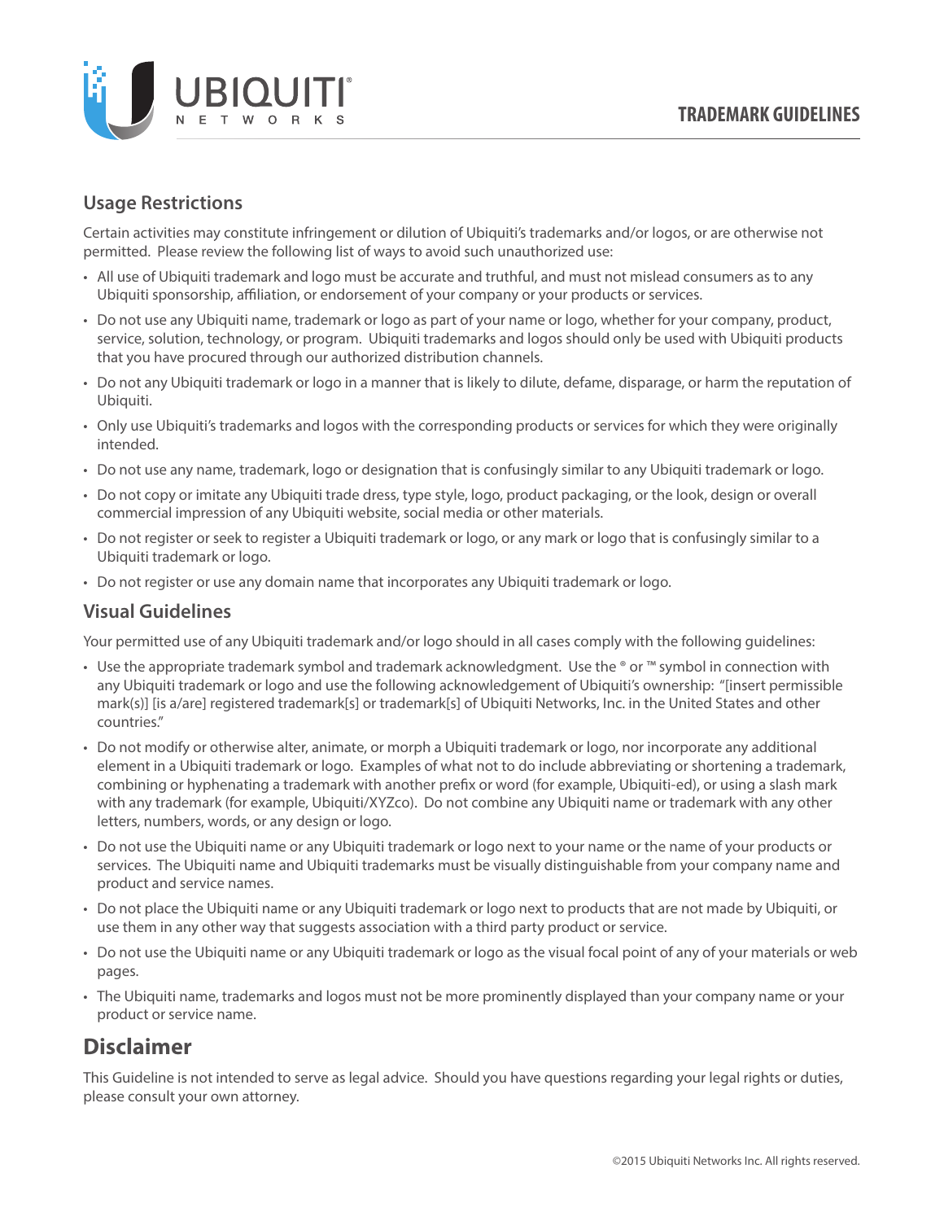## Usage Restrictions

Certain activities may constitute infringement or dilution of Ubiquiti's trademarks and/or logos, or are otherwise not permitted. Please review the following list of ways to avoid such unauthorized use:

- All use of Ubiquiti trademark and logo must be accurate and truthful, and must not mislead consumers as to any Ubiquiti sponsorship, affiliation, or endorsement of your company or your products or services.
- Do not use any Ubiquiti name, trademark or logo as part of your name or logo, whether for your company, product, service, solution, technology, or program. Ubiquiti trademarks and logos should only be used with Ubiquiti products that you have procured through our authorized distribution channels.
- Do not any Ubiquiti trademark or logo in a manner that is likely to dilute, defame, disparage, or harm the reputation of Ubiquiti.
- Only use Ubiquiti's trademarks and logos with the corresponding products or services for which they were originally intended.
- Do not use any name, trademark, logo or designation that is confusingly similar to any Ubiquiti trademark or logo.
- Do not copy or imitate any Ubiquiti trade dress, type style, logo, product packaging, or the look, design or overall commercial impression of any Ubiquiti website, social media or other materials.
- Do not register or seek to register a Ubiquiti trademark or logo, or any mark or logo that is confusingly similar to a Ubiquiti trademark or logo.
- Do not register or use any domain name that incorporates any Ubiquiti trademark or logo.

## Visual Guidelines

Your permitted use of any Ubiquiti trademark and/or logo should in all cases comply with the following guidelines:

- Use the appropriate trademark symbol and trademark acknowledgment. Use the ® or ™ symbol in connection with any Ubiquiti trademark or logo and use the following acknowledgement of Ubiquiti's ownership: "[insert permissible mark(s)] [is a/are] registered trademark[s] or trademark[s] of Ubiquiti Networks, Inc. in the United States and other countries."
- Do not modify or otherwise alter, animate, or morph a Ubiquiti trademark or logo, nor incorporate any additional element in a Ubiquiti trademark or logo. Examples of what not to do include abbreviating or shortening a trademark, combining or hyphenating a trademark with another prefix or word (for example, Ubiquiti-ed), or using a slash mark with any trademark (for example, Ubiquiti/XYZco). Do not combine any Ubiquiti name or trademark with any other letters, numbers, words, or any design or logo.
- Do not use the Ubiquiti name or any Ubiquiti trademark or logo next to your name or the name of your products or services. The Ubiquiti name and Ubiquiti trademarks must be visually distinguishable from your company name and product and service names.
- Do not place the Ubiquiti name or any Ubiquiti trademark or logo next to products that are not made by Ubiquiti, or use them in any other way that suggests association with a third party product or service.
- Do not use the Ubiquiti name or any Ubiquiti trademark or logo as the visual focal point of any of your materials or web pages.
- The Ubiquiti name, trademarks and logos must not be more prominently displayed than your company name or your product or service name.

# Disclaimer

This Guideline is not intended to serve as legal advice. Should you have questions regarding your legal rights or duties, please consult your own attorney.

©2015 Ubiquiti Networks Inc. All rights reserved.